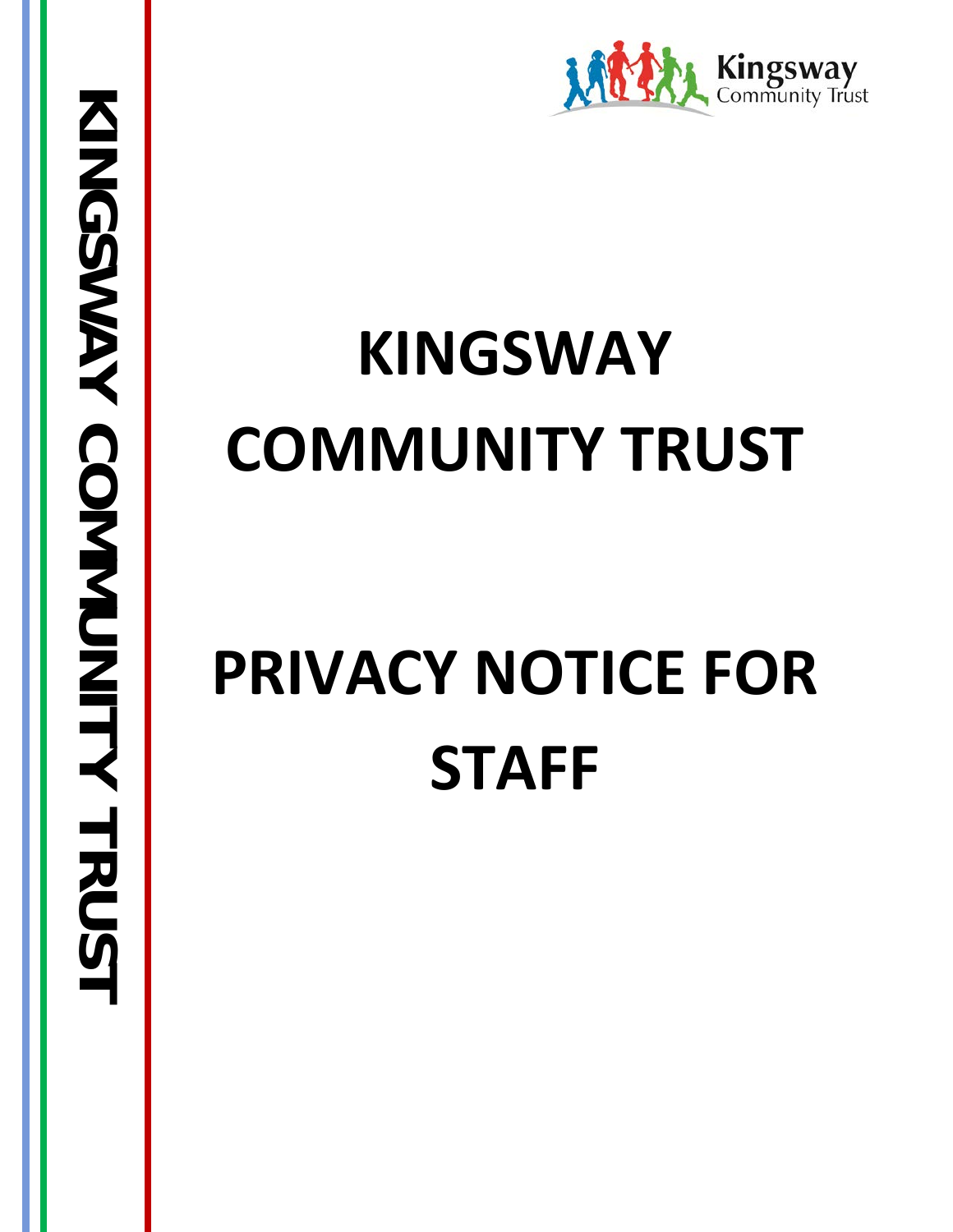# KINGSWAY COMMUNITY TRUST

# PRIVACY NOTICE FOR STAFF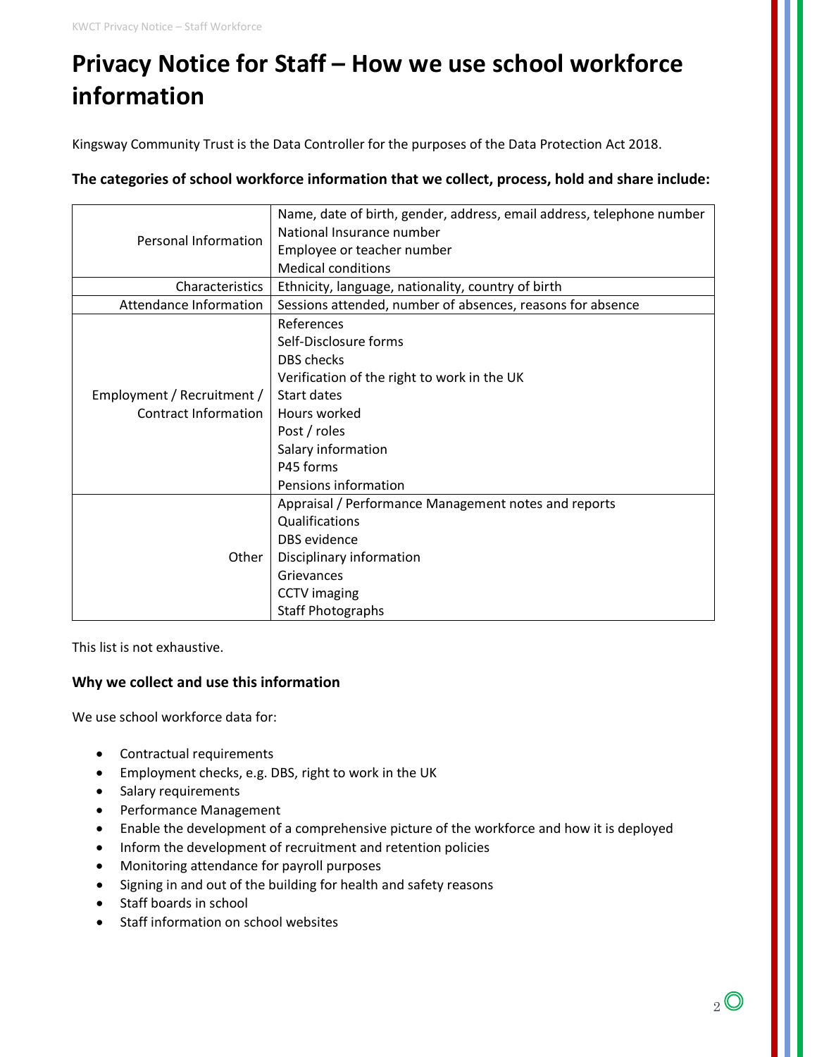# Privacy Notice for Staff – How we use school workforce information

Kingsway Community Trust is the Data Controller for the purposes of the Data Protection Act 2018.

**The categories of school workforce information that we collect, process, hold and share include:**

| | |
|---|---|
| Personal Information | Name, date of birth, gender, address, email address, telephone number<br>National Insurance number<br>Employee or teacher number<br>Medical conditions |
| Characteristics | Ethnicity, language, nationality, country of birth |
| Attendance Information | Sessions attended, number of absences, reasons for absence |
| Employment / Recruitment / Contract Information | References<br>Self-Disclosure forms<br>DBS checks<br>Verification of the right to work in the UK<br>Start dates<br>Hours worked<br>Post / roles<br>Salary information<br>P45 forms<br>Pensions information |
| Other | Appraisal / Performance Management notes and reports<br>Qualifications<br>DBS evidence<br>Disciplinary information<br>Grievances<br>CCTV imaging<br>Staff Photographs |

This list is not exhaustive.

### Why we collect and use this information

We use school workforce data for:

- Contractual requirements
- Employment checks, e.g. DBS, right to work in the UK
- Salary requirements
- Performance Management
- Enable the development of a comprehensive picture of the workforce and how it is deployed
- Inform the development of recruitment and retention policies
- Monitoring attendance for payroll purposes
- Signing in and out of the building for health and safety reasons
- Staff boards in school
- Staff information on school websites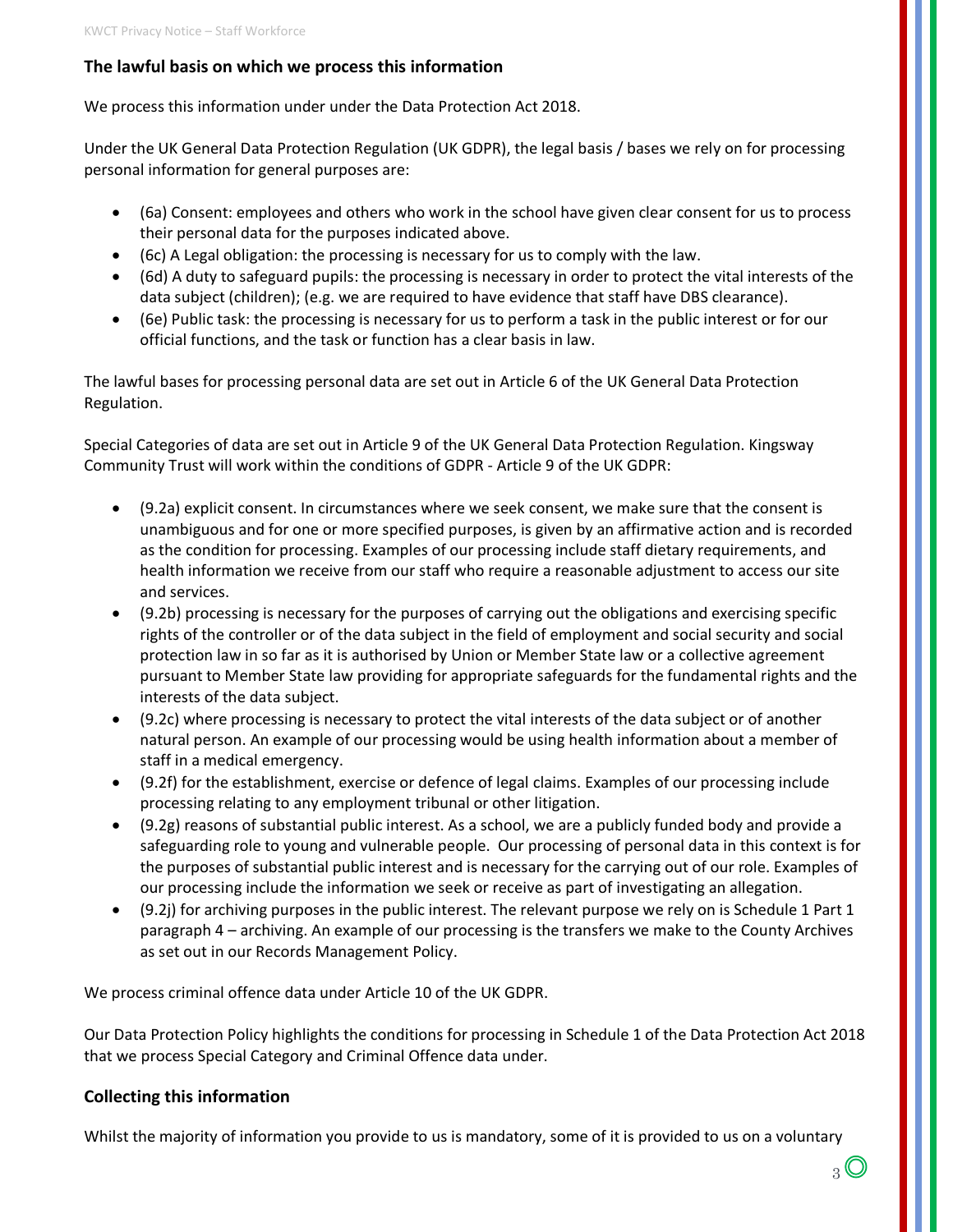## The lawful basis on which we process this information

We process this information under under the Data Protection Act 2018.

Under the UK General Data Protection Regulation (UK GDPR), the legal basis / bases we rely on for processing personal information for general purposes are:

- (6a) Consent: employees and others who work in the school have given clear consent for us to process their personal data for the purposes indicated above.
- (6c) A Legal obligation: the processing is necessary for us to comply with the law.
- (6d) A duty to safeguard pupils: the processing is necessary in order to protect the vital interests of the data subject (children); (e.g. we are required to have evidence that staff have DBS clearance).
- (6e) Public task: the processing is necessary for us to perform a task in the public interest or for our official functions, and the task or function has a clear basis in law.

The lawful bases for processing personal data are set out in Article 6 of the UK General Data Protection Regulation.

Special Categories of data are set out in Article 9 of the UK General Data Protection Regulation. Kingsway Community Trust will work within the conditions of GDPR - Article 9 of the UK GDPR:

- (9.2a) explicit consent. In circumstances where we seek consent, we make sure that the consent is unambiguous and for one or more specified purposes, is given by an affirmative action and is recorded as the condition for processing. Examples of our processing include staff dietary requirements, and health information we receive from our staff who require a reasonable adjustment to access our site and services.
- (9.2b) processing is necessary for the purposes of carrying out the obligations and exercising specific rights of the controller or of the data subject in the field of employment and social security and social protection law in so far as it is authorised by Union or Member State law or a collective agreement pursuant to Member State law providing for appropriate safeguards for the fundamental rights and the interests of the data subject.
- (9.2c) where processing is necessary to protect the vital interests of the data subject or of another natural person. An example of our processing would be using health information about a member of staff in a medical emergency.
- (9.2f) for the establishment, exercise or defence of legal claims. Examples of our processing include processing relating to any employment tribunal or other litigation.
- (9.2g) reasons of substantial public interest. As a school, we are a publicly funded body and provide a safeguarding role to young and vulnerable people. Our processing of personal data in this context is for the purposes of substantial public interest and is necessary for the carrying out of our role. Examples of our processing include the information we seek or receive as part of investigating an allegation.
- (9.2j) for archiving purposes in the public interest. The relevant purpose we rely on is Schedule 1 Part 1 paragraph 4 – archiving. An example of our processing is the transfers we make to the County Archives as set out in our Records Management Policy.

We process criminal offence data under Article 10 of the UK GDPR.

Our Data Protection Policy highlights the conditions for processing in Schedule 1 of the Data Protection Act 2018 that we process Special Category and Criminal Offence data under.

## Collecting this information

Whilst the majority of information you provide to us is mandatory, some of it is provided to us on a voluntary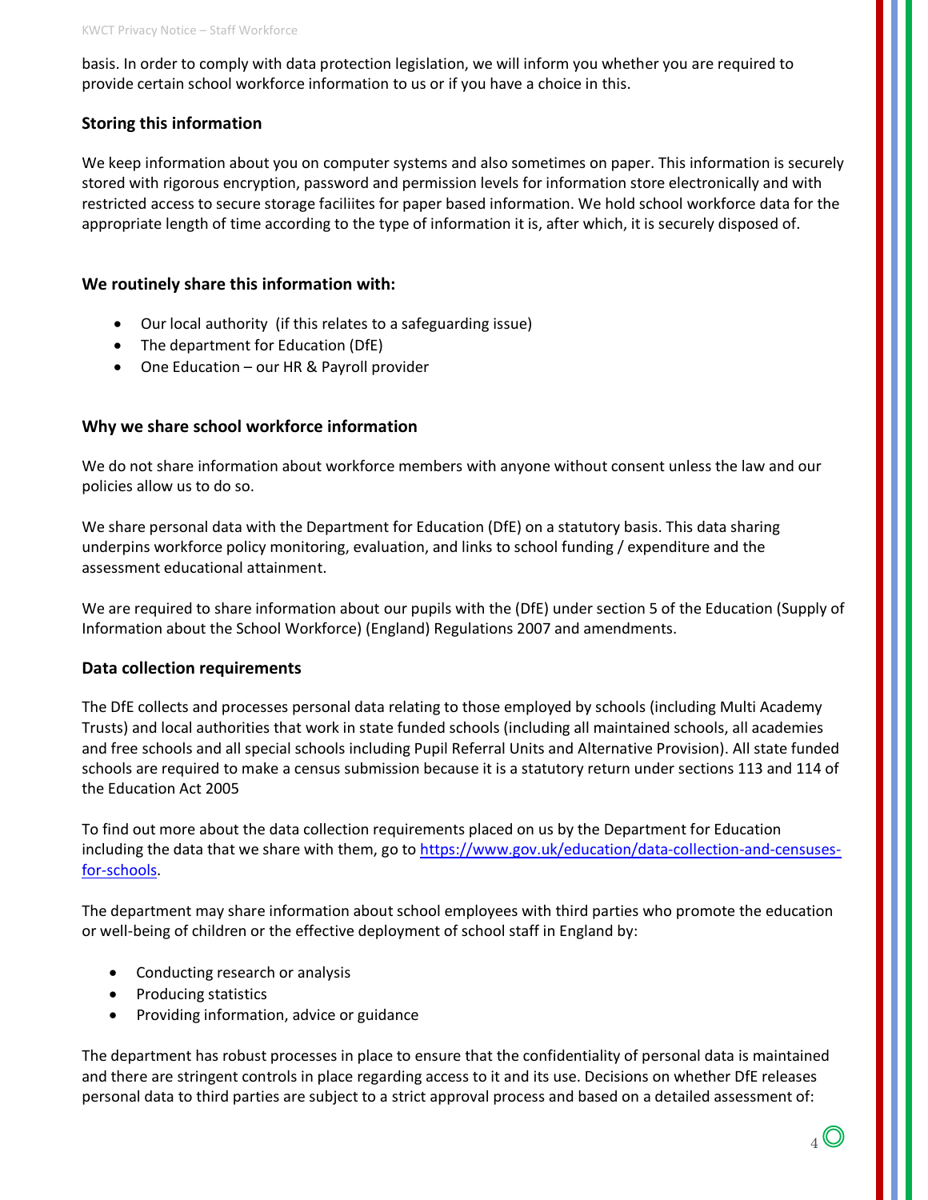basis. In order to comply with data protection legislation, we will inform you whether you are required to provide certain school workforce information to us or if you have a choice in this.

## Storing this information

We keep information about you on computer systems and also sometimes on paper. This information is securely stored with rigorous encryption, password and permission levels for information store electronically and with restricted access to secure storage faciliites for paper based information. We hold school workforce data for the appropriate length of time according to the type of information it is, after which, it is securely disposed of.

## We routinely share this information with:

- Our local authority (if this relates to a safeguarding issue)
- The department for Education (DfE)
- One Education – our HR & Payroll provider

## Why we share school workforce information

We do not share information about workforce members with anyone without consent unless the law and our policies allow us to do so.

We share personal data with the Department for Education (DfE) on a statutory basis. This data sharing underpins workforce policy monitoring, evaluation, and links to school funding / expenditure and the assessment educational attainment.

We are required to share information about our pupils with the (DfE) under section 5 of the Education (Supply of Information about the School Workforce) (England) Regulations 2007 and amendments.

## Data collection requirements

The DfE collects and processes personal data relating to those employed by schools (including Multi Academy Trusts) and local authorities that work in state funded schools (including all maintained schools, all academies and free schools and all special schools including Pupil Referral Units and Alternative Provision). All state funded schools are required to make a census submission because it is a statutory return under sections 113 and 114 of the Education Act 2005

To find out more about the data collection requirements placed on us by the Department for Education including the data that we share with them, go to [https://www.gov.uk/education/data-collection-and-censuses-for-schools](https://www.gov.uk/education/data-collection-and-censuses-for-schools).

The department may share information about school employees with third parties who promote the education or well-being of children or the effective deployment of school staff in England by:

- Conducting research or analysis
- Producing statistics
- Providing information, advice or guidance

The department has robust processes in place to ensure that the confidentiality of personal data is maintained and there are stringent controls in place regarding access to it and its use. Decisions on whether DfE releases personal data to third parties are subject to a strict approval process and based on a detailed assessment of: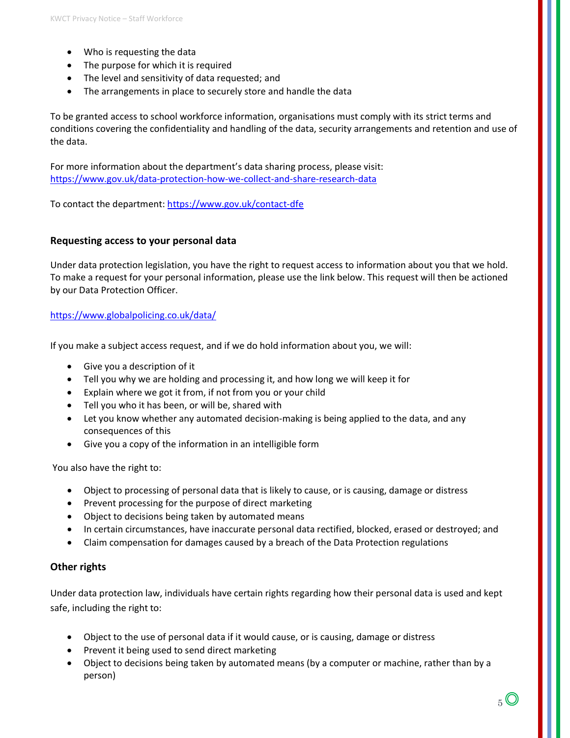- Who is requesting the data
- The purpose for which it is required
- The level and sensitivity of data requested; and
- The arrangements in place to securely store and handle the data

To be granted access to school workforce information, organisations must comply with its strict terms and conditions covering the confidentiality and handling of the data, security arrangements and retention and use of the data.

For more information about the department's data sharing process, please visit:
https://www.gov.uk/data-protection-how-we-collect-and-share-research-data

To contact the department: https://www.gov.uk/contact-dfe

### Requesting access to your personal data

Under data protection legislation, you have the right to request access to information about you that we hold. To make a request for your personal information, please use the link below. This request will then be actioned by our Data Protection Officer.

https://www.globalpolicing.co.uk/data/

If you make a subject access request, and if we do hold information about you, we will:

- Give you a description of it
- Tell you why we are holding and processing it, and how long we will keep it for
- Explain where we got it from, if not from you or your child
- Tell you who it has been, or will be, shared with
- Let you know whether any automated decision-making is being applied to the data, and any consequences of this
- Give you a copy of the information in an intelligible form

You also have the right to:

- Object to processing of personal data that is likely to cause, or is causing, damage or distress
- Prevent processing for the purpose of direct marketing
- Object to decisions being taken by automated means
- In certain circumstances, have inaccurate personal data rectified, blocked, erased or destroyed; and
- Claim compensation for damages caused by a breach of the Data Protection regulations

### Other rights

Under data protection law, individuals have certain rights regarding how their personal data is used and kept safe, including the right to:

- Object to the use of personal data if it would cause, or is causing, damage or distress
- Prevent it being used to send direct marketing
- Object to decisions being taken by automated means (by a computer or machine, rather than by a person)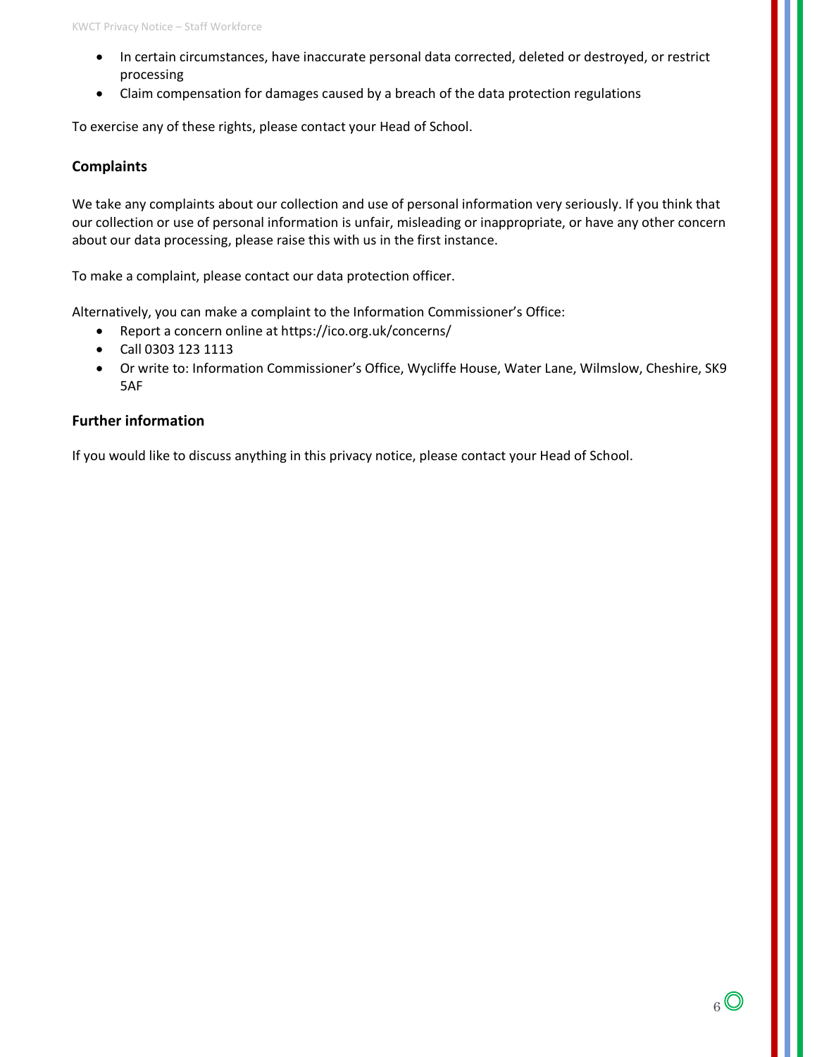- In certain circumstances, have inaccurate personal data corrected, deleted or destroyed, or restrict processing
- Claim compensation for damages caused by a breach of the data protection regulations

To exercise any of these rights, please contact your Head of School.

## Complaints

We take any complaints about our collection and use of personal information very seriously. If you think that our collection or use of personal information is unfair, misleading or inappropriate, or have any other concern about our data processing, please raise this with us in the first instance.

To make a complaint, please contact our data protection officer.

Alternatively, you can make a complaint to the Information Commissioner's Office:

- Report a concern online at https://ico.org.uk/concerns/
- Call 0303 123 1113
- Or write to: Information Commissioner's Office, Wycliffe House, Water Lane, Wilmslow, Cheshire, SK9 5AF

## Further information

If you would like to discuss anything in this privacy notice, please contact your Head of School.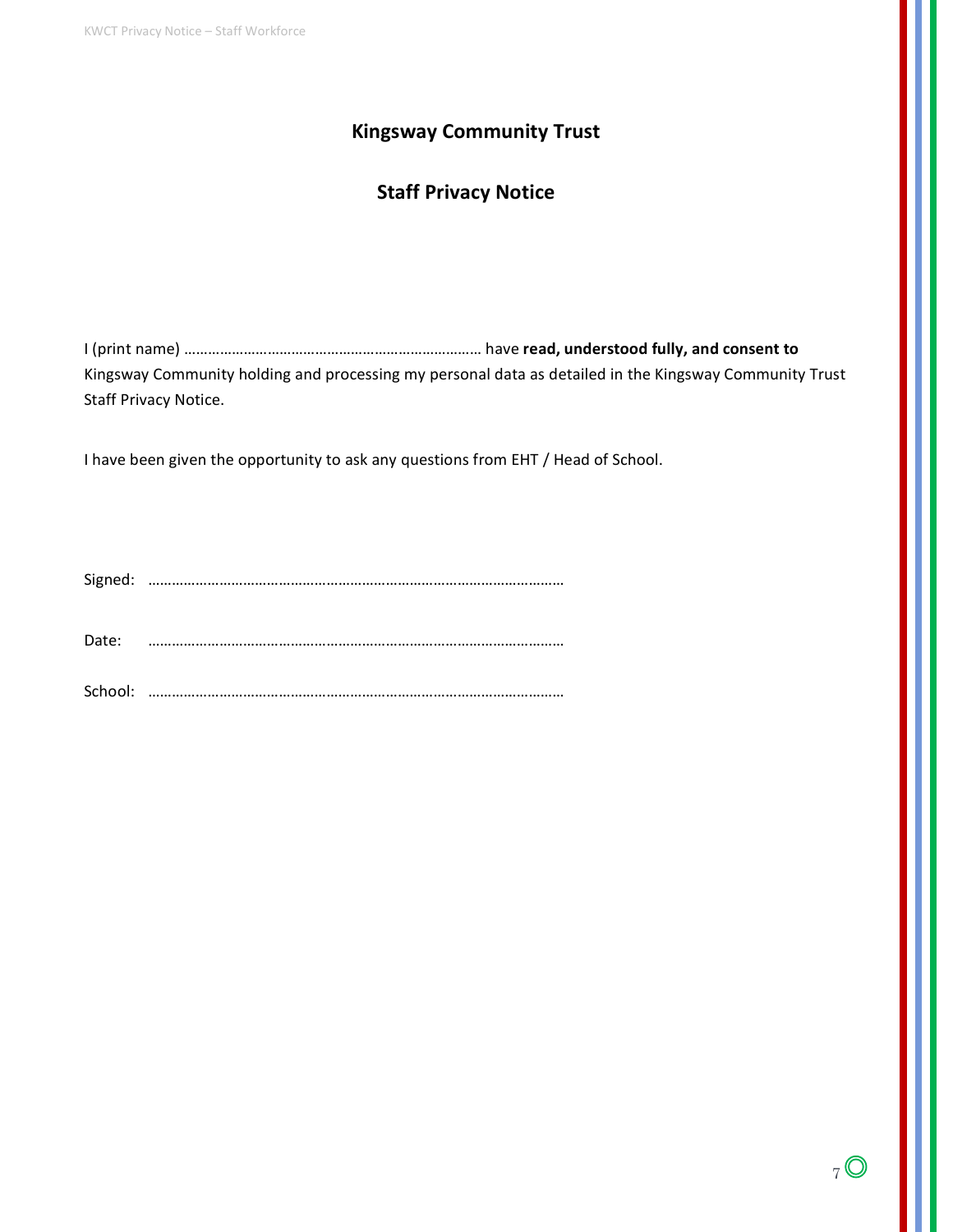# Kingsway Community Trust

## Staff Privacy Notice

I (print name) ………………………………………………………………… have **read, understood fully, and consent to** Kingsway Community holding and processing my personal data as detailed in the Kingsway Community Trust Staff Privacy Notice.

I have been given the opportunity to ask any questions from EHT / Head of School.

Signed: ………………………………………………………………………………………

Date: ………………………………………………………………………………………

School: ………………………………………………………………………………………